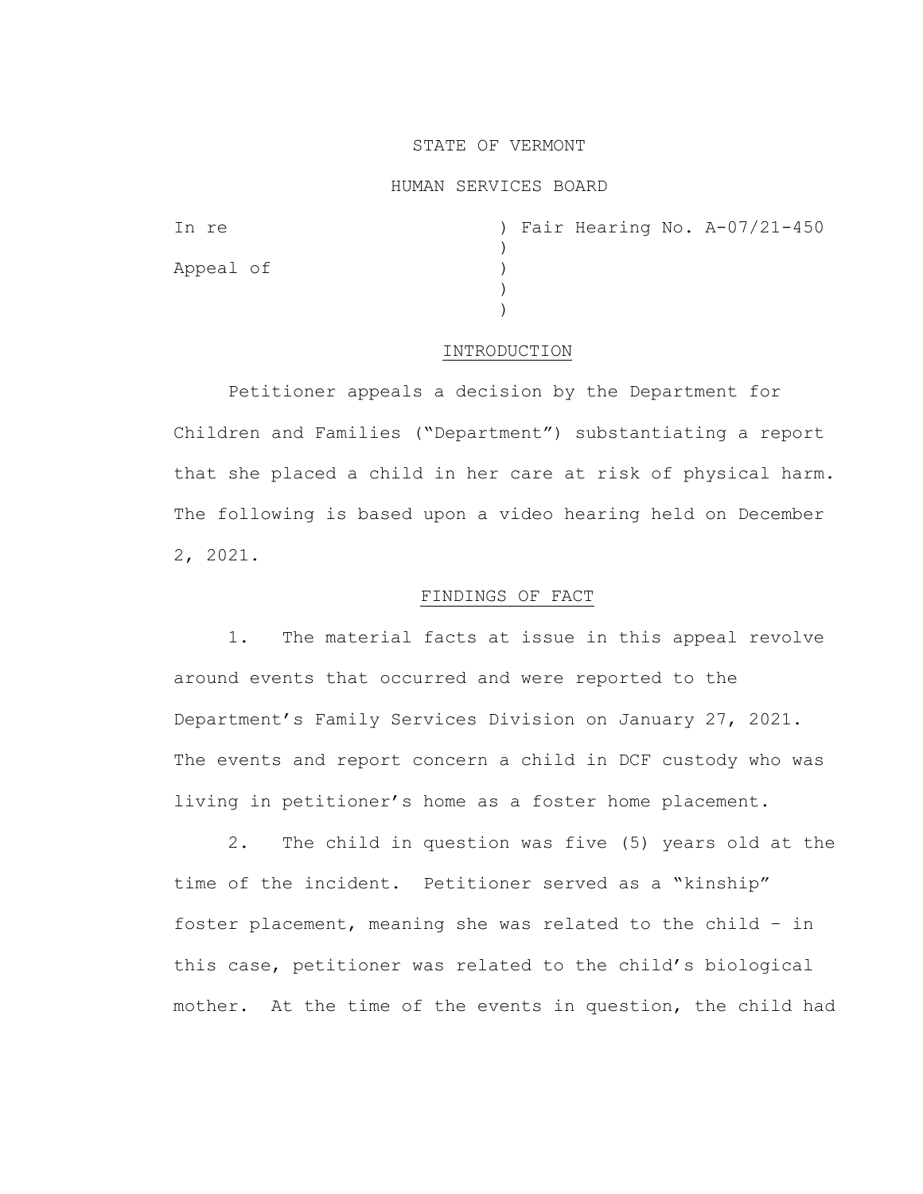STATE OF VERMONT

HUMAN SERVICES BOARD

```
In re                         ) Fair Hearing No. A-07/21-450
                              )
Appeal of                     )
                              )
                              )
```

## INTRODUCTION

Petitioner appeals a decision by the Department for Children and Families ("Department") substantiating a report that she placed a child in her care at risk of physical harm. The following is based upon a video hearing held on December 2, 2021.

## FINDINGS OF FACT

1. The material facts at issue in this appeal revolve around events that occurred and were reported to the Department's Family Services Division on January 27, 2021. The events and report concern a child in DCF custody who was living in petitioner's home as a foster home placement.

2. The child in question was five (5) years old at the time of the incident. Petitioner served as a "kinship" foster placement, meaning she was related to the child – in this case, petitioner was related to the child's biological mother. At the time of the events in question, the child had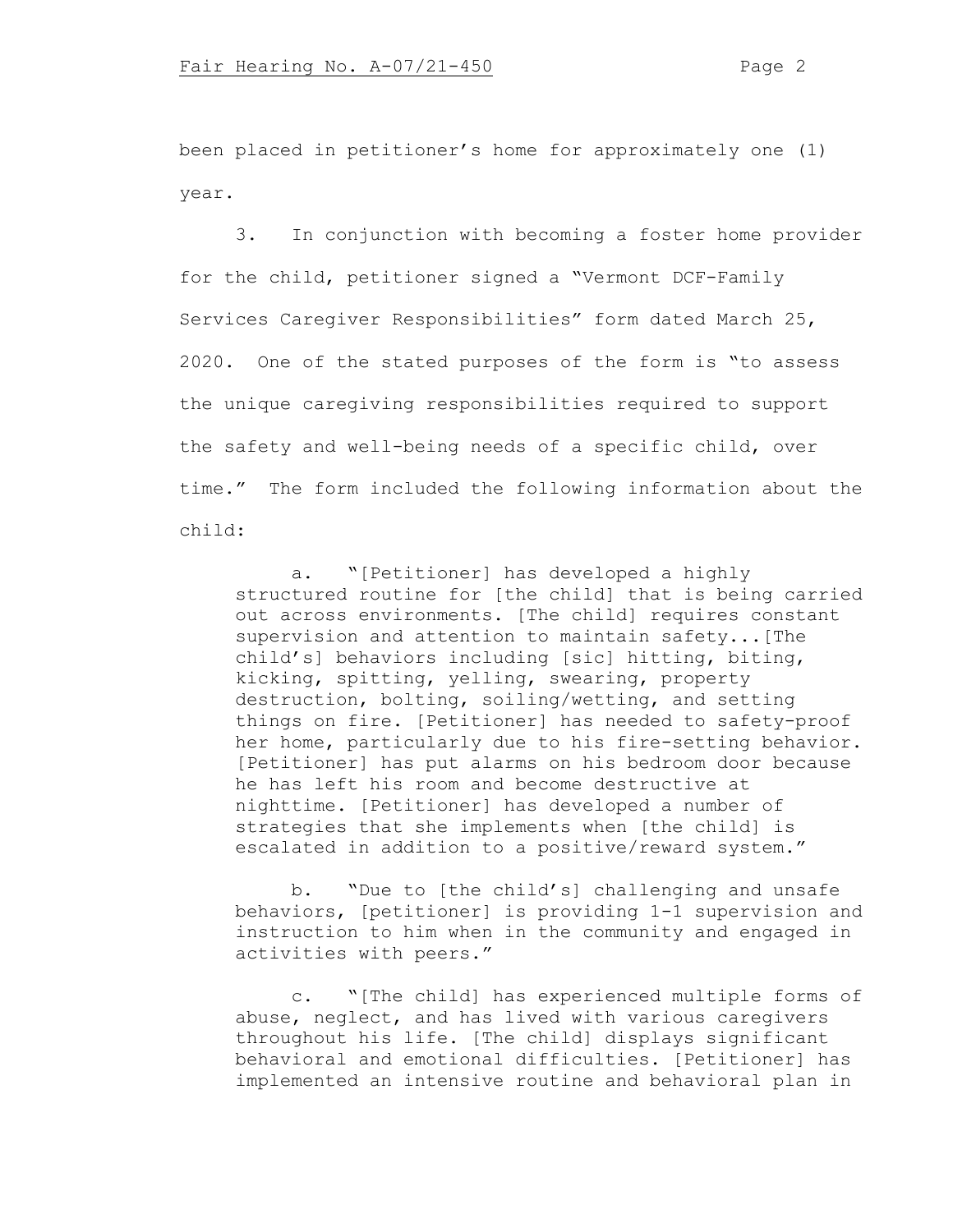been placed in petitioner's home for approximately one (1) year.

3. In conjunction with becoming a foster home provider for the child, petitioner signed a "Vermont DCF-Family Services Caregiver Responsibilities" form dated March 25, 2020. One of the stated purposes of the form is "to assess the unique caregiving responsibilities required to support the safety and well-being needs of a specific child, over time." The form included the following information about the child:

> a. "[Petitioner] has developed a highly structured routine for [the child] that is being carried out across environments. [The child] requires constant supervision and attention to maintain safety...[The child's] behaviors including [sic] hitting, biting, kicking, spitting, yelling, swearing, property destruction, bolting, soiling/wetting, and setting things on fire. [Petitioner] has needed to safety-proof her home, particularly due to his fire-setting behavior. [Petitioner] has put alarms on his bedroom door because he has left his room and become destructive at nighttime. [Petitioner] has developed a number of strategies that she implements when [the child] is escalated in addition to a positive/reward system."
>
> b. "Due to [the child's] challenging and unsafe behaviors, [petitioner] is providing 1-1 supervision and instruction to him when in the community and engaged in activities with peers."
>
> c. "[The child] has experienced multiple forms of abuse, neglect, and has lived with various caregivers throughout his life. [The child] displays significant behavioral and emotional difficulties. [Petitioner] has implemented an intensive routine and behavioral plan in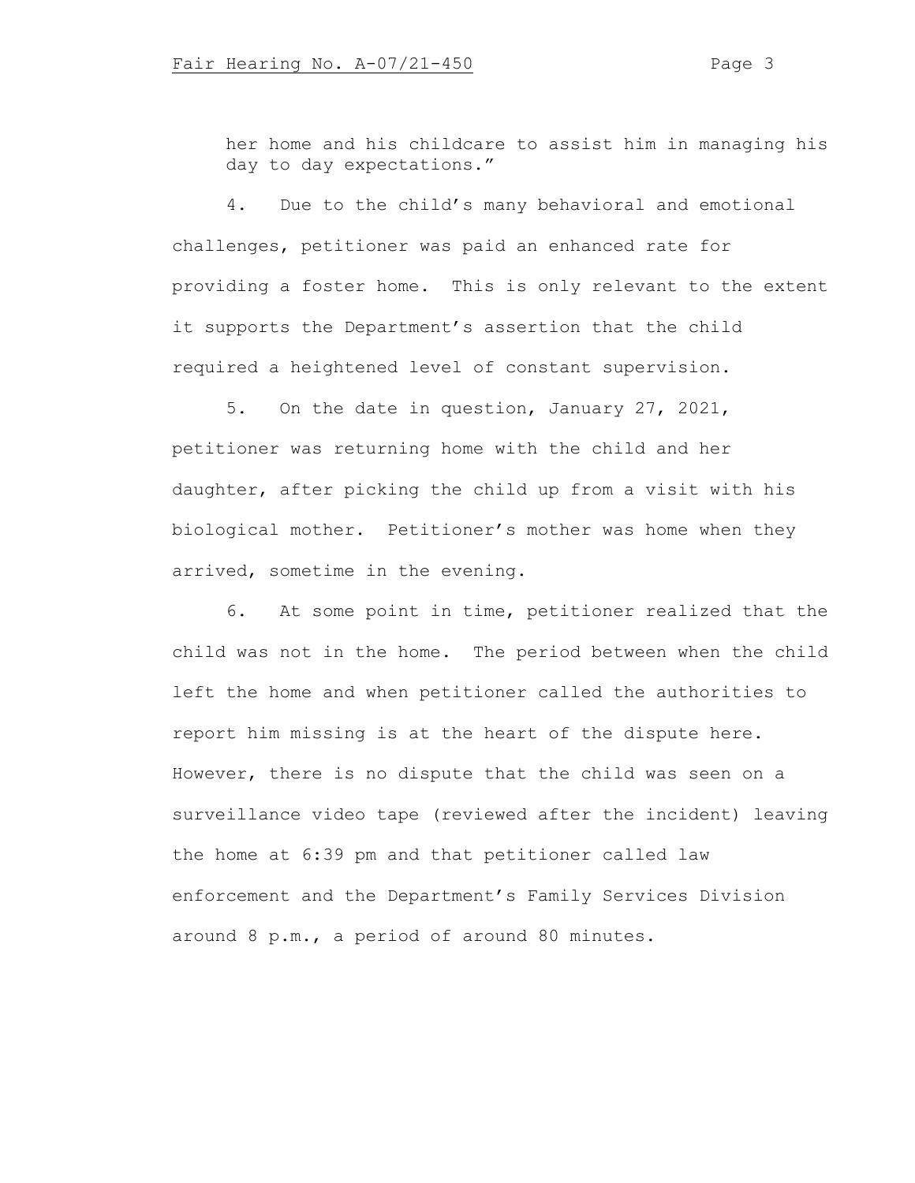her home and his childcare to assist him in managing his day to day expectations."

4. Due to the child's many behavioral and emotional challenges, petitioner was paid an enhanced rate for providing a foster home. This is only relevant to the extent it supports the Department's assertion that the child required a heightened level of constant supervision.

5. On the date in question, January 27, 2021, petitioner was returning home with the child and her daughter, after picking the child up from a visit with his biological mother. Petitioner's mother was home when they arrived, sometime in the evening.

6. At some point in time, petitioner realized that the child was not in the home. The period between when the child left the home and when petitioner called the authorities to report him missing is at the heart of the dispute here. However, there is no dispute that the child was seen on a surveillance video tape (reviewed after the incident) leaving the home at 6:39 pm and that petitioner called law enforcement and the Department's Family Services Division around 8 p.m., a period of around 80 minutes.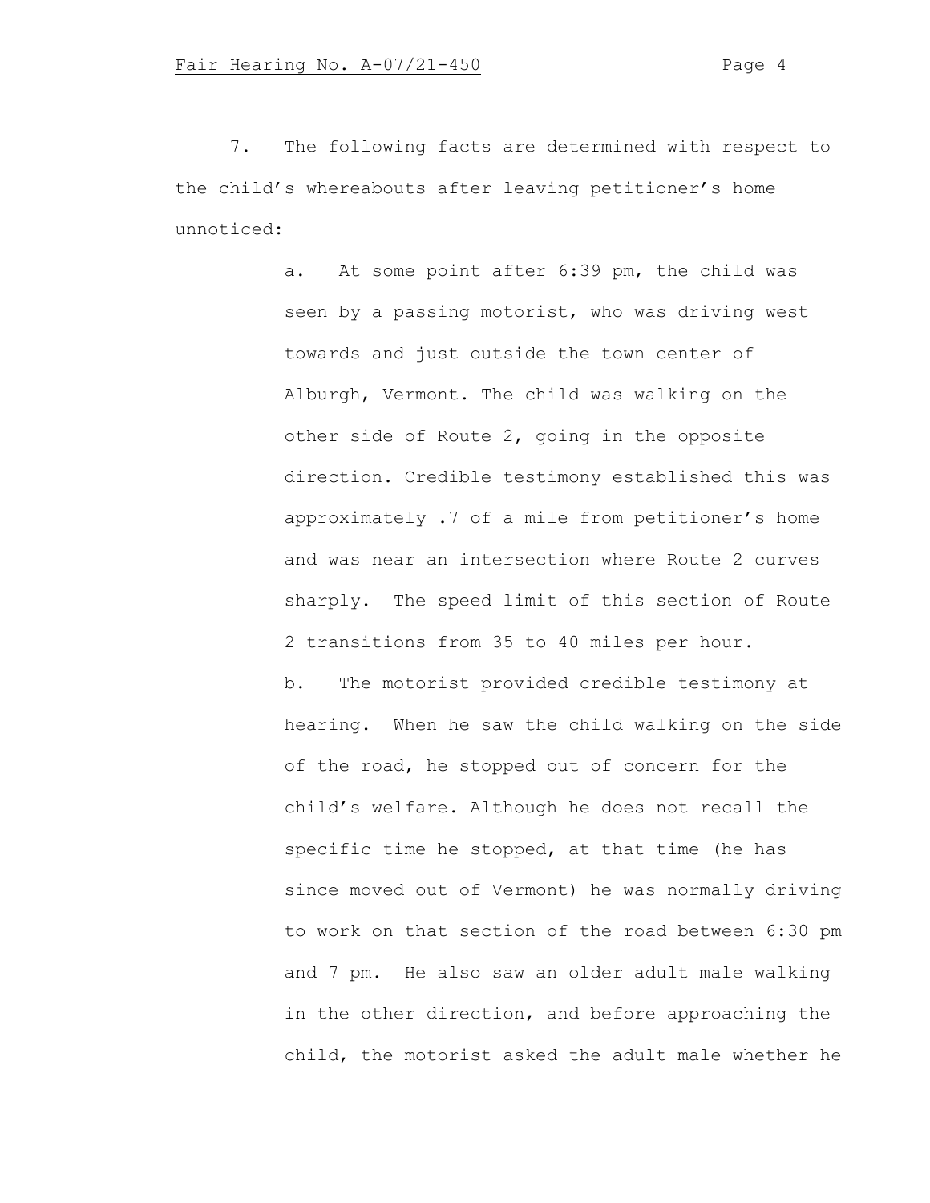7. The following facts are determined with respect to the child's whereabouts after leaving petitioner's home unnoticed:

a. At some point after 6:39 pm, the child was seen by a passing motorist, who was driving west towards and just outside the town center of Alburgh, Vermont. The child was walking on the other side of Route 2, going in the opposite direction. Credible testimony established this was approximately .7 of a mile from petitioner's home and was near an intersection where Route 2 curves sharply. The speed limit of this section of Route 2 transitions from 35 to 40 miles per hour.

b. The motorist provided credible testimony at hearing. When he saw the child walking on the side of the road, he stopped out of concern for the child's welfare. Although he does not recall the specific time he stopped, at that time (he has since moved out of Vermont) he was normally driving to work on that section of the road between 6:30 pm and 7 pm. He also saw an older adult male walking in the other direction, and before approaching the child, the motorist asked the adult male whether he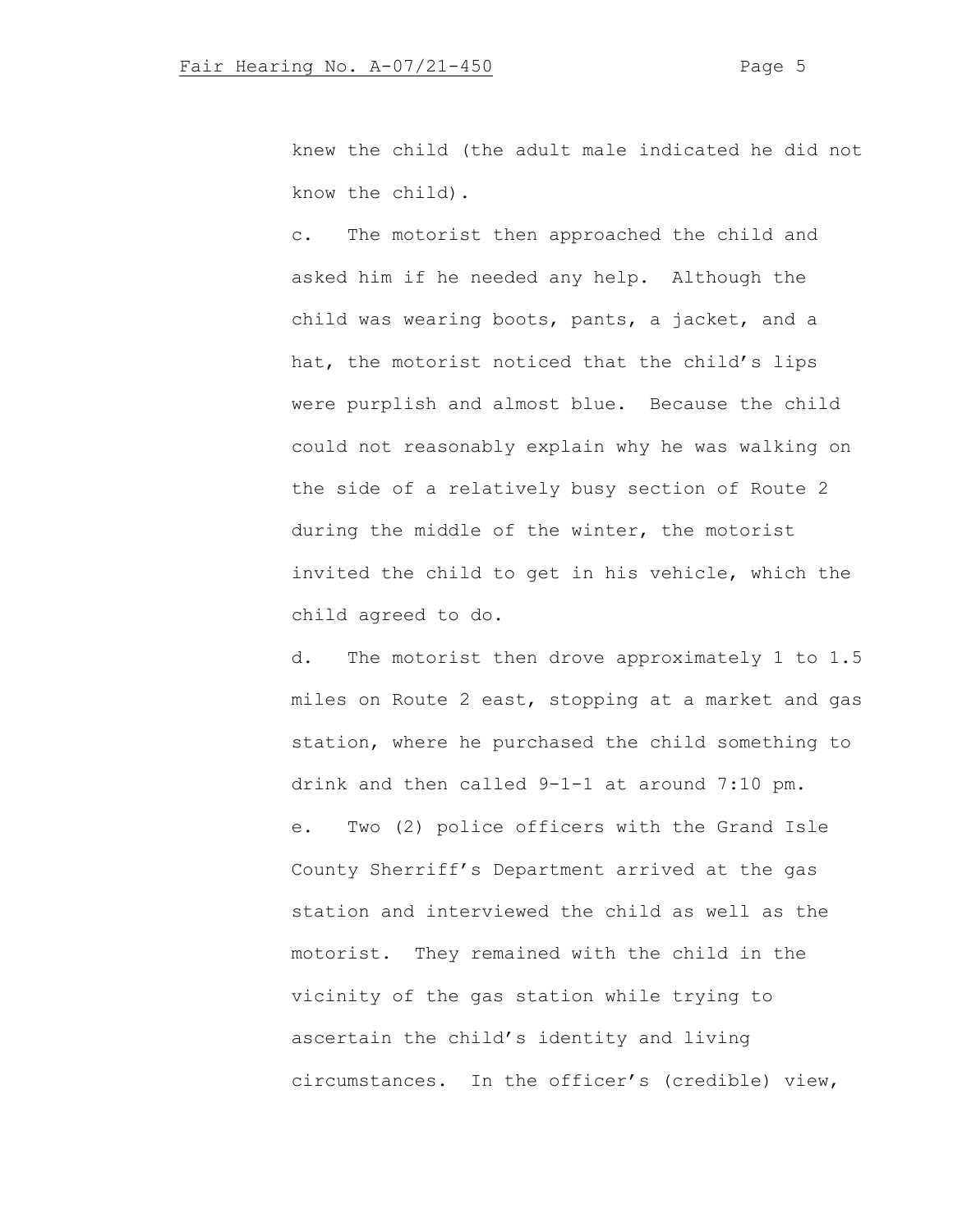knew the child (the adult male indicated he did not know the child).

c. The motorist then approached the child and asked him if he needed any help. Although the child was wearing boots, pants, a jacket, and a hat, the motorist noticed that the child's lips were purplish and almost blue. Because the child could not reasonably explain why he was walking on the side of a relatively busy section of Route 2 during the middle of the winter, the motorist invited the child to get in his vehicle, which the child agreed to do.

d. The motorist then drove approximately 1 to 1.5 miles on Route 2 east, stopping at a market and gas station, where he purchased the child something to drink and then called 9-1-1 at around 7:10 pm.

e. Two (2) police officers with the Grand Isle County Sherriff's Department arrived at the gas station and interviewed the child as well as the motorist. They remained with the child in the vicinity of the gas station while trying to ascertain the child's identity and living circumstances. In the officer's (credible) view,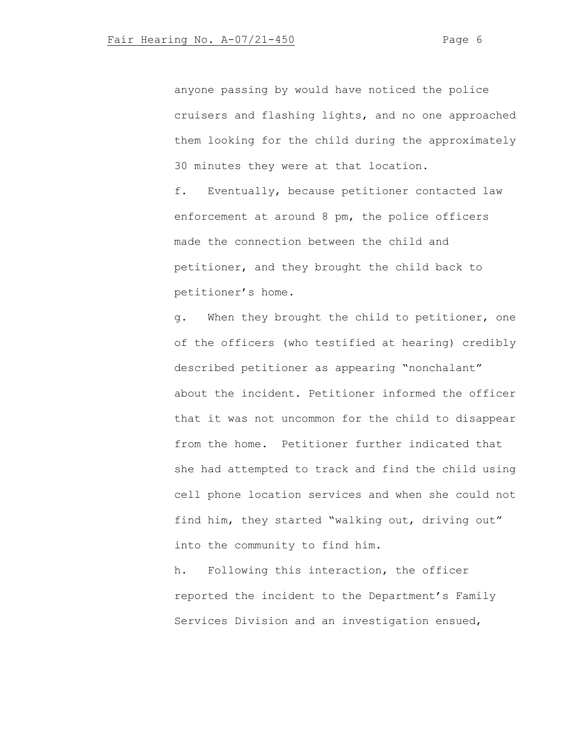anyone passing by would have noticed the police cruisers and flashing lights, and no one approached them looking for the child during the approximately 30 minutes they were at that location.

f. Eventually, because petitioner contacted law enforcement at around 8 pm, the police officers made the connection between the child and petitioner, and they brought the child back to petitioner's home.

g. When they brought the child to petitioner, one of the officers (who testified at hearing) credibly described petitioner as appearing "nonchalant" about the incident. Petitioner informed the officer that it was not uncommon for the child to disappear from the home. Petitioner further indicated that she had attempted to track and find the child using cell phone location services and when she could not find him, they started "walking out, driving out" into the community to find him.

h. Following this interaction, the officer reported the incident to the Department's Family Services Division and an investigation ensued,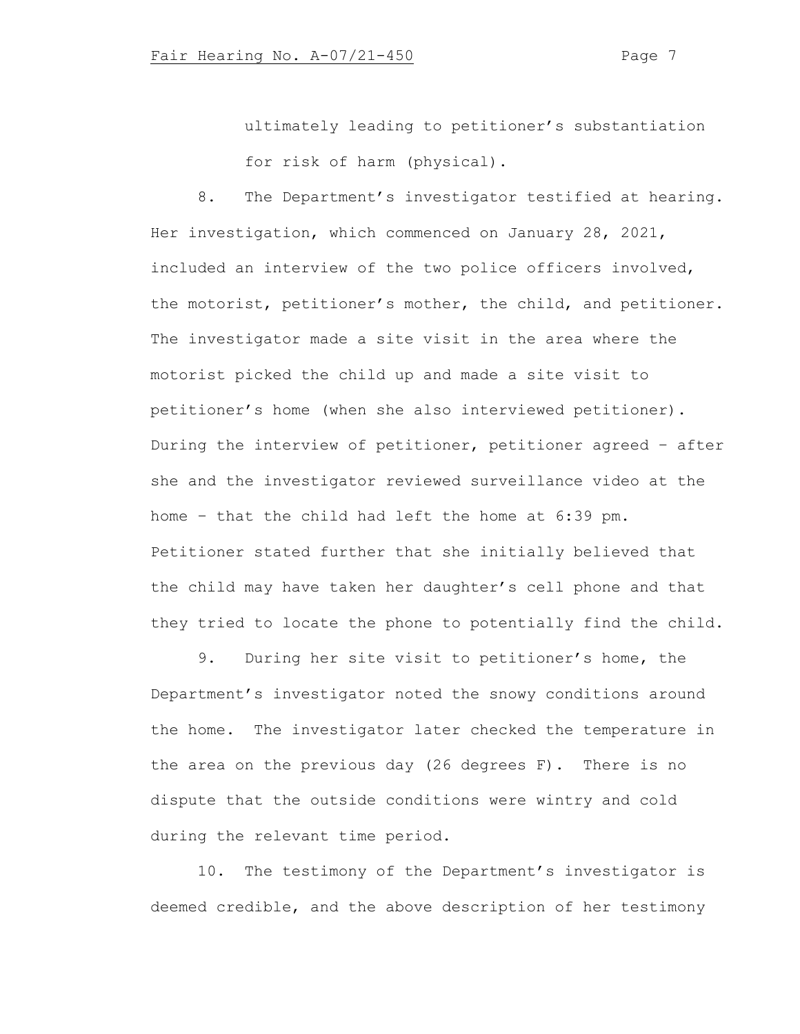ultimately leading to petitioner's substantiation for risk of harm (physical).

8. The Department's investigator testified at hearing. Her investigation, which commenced on January 28, 2021, included an interview of the two police officers involved, the motorist, petitioner's mother, the child, and petitioner. The investigator made a site visit in the area where the motorist picked the child up and made a site visit to petitioner's home (when she also interviewed petitioner). During the interview of petitioner, petitioner agreed – after she and the investigator reviewed surveillance video at the home – that the child had left the home at 6:39 pm. Petitioner stated further that she initially believed that the child may have taken her daughter's cell phone and that they tried to locate the phone to potentially find the child.

9. During her site visit to petitioner's home, the Department's investigator noted the snowy conditions around the home. The investigator later checked the temperature in the area on the previous day (26 degrees F). There is no dispute that the outside conditions were wintry and cold during the relevant time period.

10. The testimony of the Department's investigator is deemed credible, and the above description of her testimony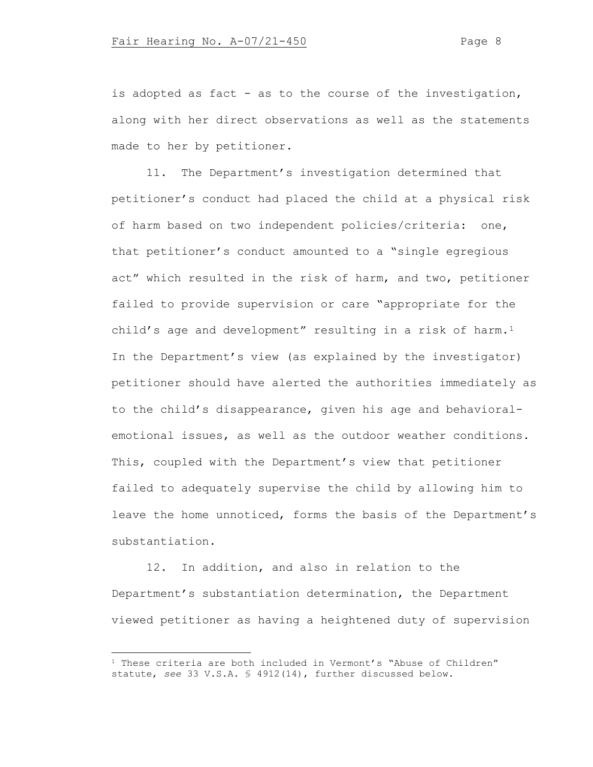is adopted as fact - as to the course of the investigation, along with her direct observations as well as the statements made to her by petitioner.

11. The Department's investigation determined that petitioner's conduct had placed the child at a physical risk of harm based on two independent policies/criteria: one, that petitioner's conduct amounted to a "single egregious act" which resulted in the risk of harm, and two, petitioner failed to provide supervision or care "appropriate for the child's age and development" resulting in a risk of harm.[1] In the Department's view (as explained by the investigator) petitioner should have alerted the authorities immediately as to the child's disappearance, given his age and behavioral-emotional issues, as well as the outdoor weather conditions. This, coupled with the Department's view that petitioner failed to adequately supervise the child by allowing him to leave the home unnoticed, forms the basis of the Department's substantiation.

12. In addition, and also in relation to the Department's substantiation determination, the Department viewed petitioner as having a heightened duty of supervision

[1] These criteria are both included in Vermont's "Abuse of Children" statute, *see* 33 V.S.A. § 4912(14), further discussed below.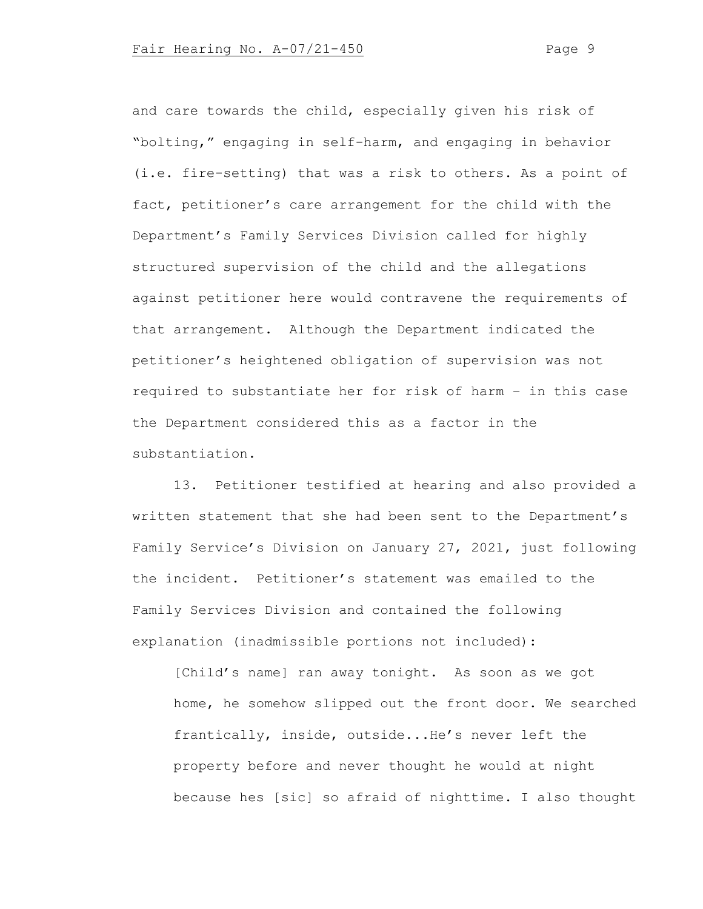and care towards the child, especially given his risk of "bolting," engaging in self-harm, and engaging in behavior (i.e. fire-setting) that was a risk to others. As a point of fact, petitioner's care arrangement for the child with the Department's Family Services Division called for highly structured supervision of the child and the allegations against petitioner here would contravene the requirements of that arrangement. Although the Department indicated the petitioner's heightened obligation of supervision was not required to substantiate her for risk of harm – in this case the Department considered this as a factor in the substantiation.

13. Petitioner testified at hearing and also provided a written statement that she had been sent to the Department's Family Service's Division on January 27, 2021, just following the incident. Petitioner's statement was emailed to the Family Services Division and contained the following explanation (inadmissible portions not included):

> [Child's name] ran away tonight. As soon as we got home, he somehow slipped out the front door. We searched frantically, inside, outside...He's never left the property before and never thought he would at night because hes [sic] so afraid of nighttime. I also thought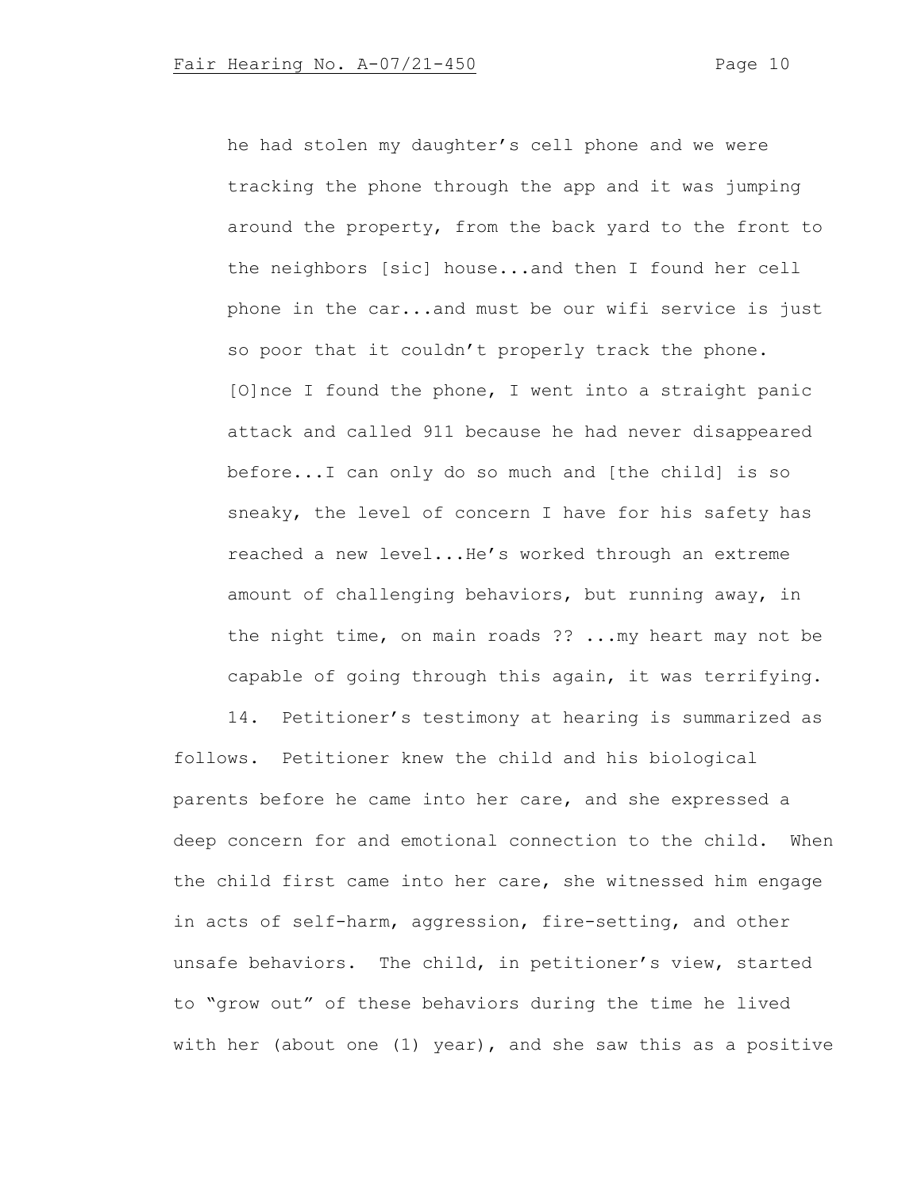he had stolen my daughter's cell phone and we were tracking the phone through the app and it was jumping around the property, from the back yard to the front to the neighbors [sic] house...and then I found her cell phone in the car...and must be our wifi service is just so poor that it couldn't properly track the phone. [O]nce I found the phone, I went into a straight panic attack and called 911 because he had never disappeared before...I can only do so much and [the child] is so sneaky, the level of concern I have for his safety has reached a new level...He's worked through an extreme amount of challenging behaviors, but running away, in the night time, on main roads ?? ...my heart may not be capable of going through this again, it was terrifying.

14. Petitioner's testimony at hearing is summarized as follows. Petitioner knew the child and his biological parents before he came into her care, and she expressed a deep concern for and emotional connection to the child. When the child first came into her care, she witnessed him engage in acts of self-harm, aggression, fire-setting, and other unsafe behaviors. The child, in petitioner's view, started to "grow out" of these behaviors during the time he lived with her (about one (1) year), and she saw this as a positive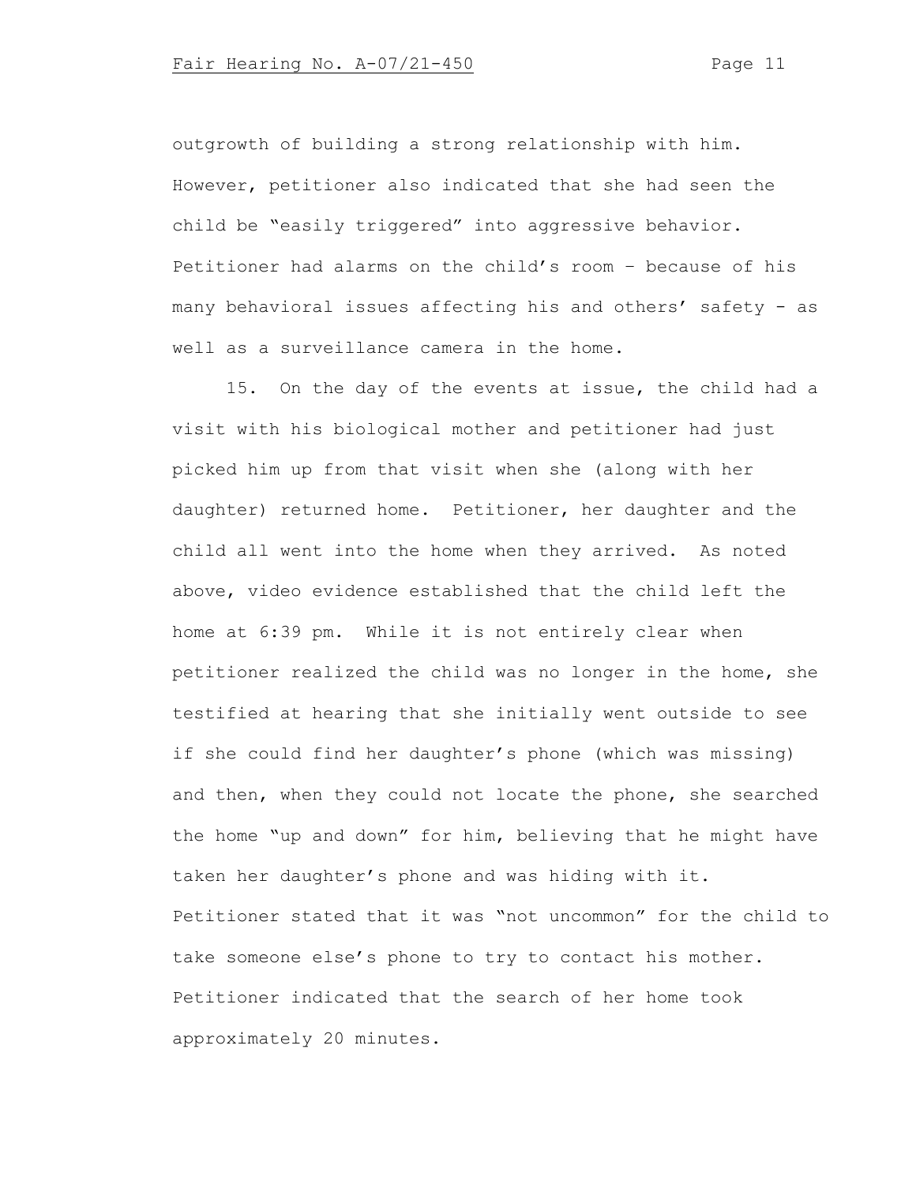outgrowth of building a strong relationship with him. However, petitioner also indicated that she had seen the child be "easily triggered" into aggressive behavior. Petitioner had alarms on the child's room – because of his many behavioral issues affecting his and others' safety - as well as a surveillance camera in the home.

15. On the day of the events at issue, the child had a visit with his biological mother and petitioner had just picked him up from that visit when she (along with her daughter) returned home. Petitioner, her daughter and the child all went into the home when they arrived. As noted above, video evidence established that the child left the home at 6:39 pm. While it is not entirely clear when petitioner realized the child was no longer in the home, she testified at hearing that she initially went outside to see if she could find her daughter's phone (which was missing) and then, when they could not locate the phone, she searched the home "up and down" for him, believing that he might have taken her daughter's phone and was hiding with it. Petitioner stated that it was "not uncommon" for the child to take someone else's phone to try to contact his mother. Petitioner indicated that the search of her home took approximately 20 minutes.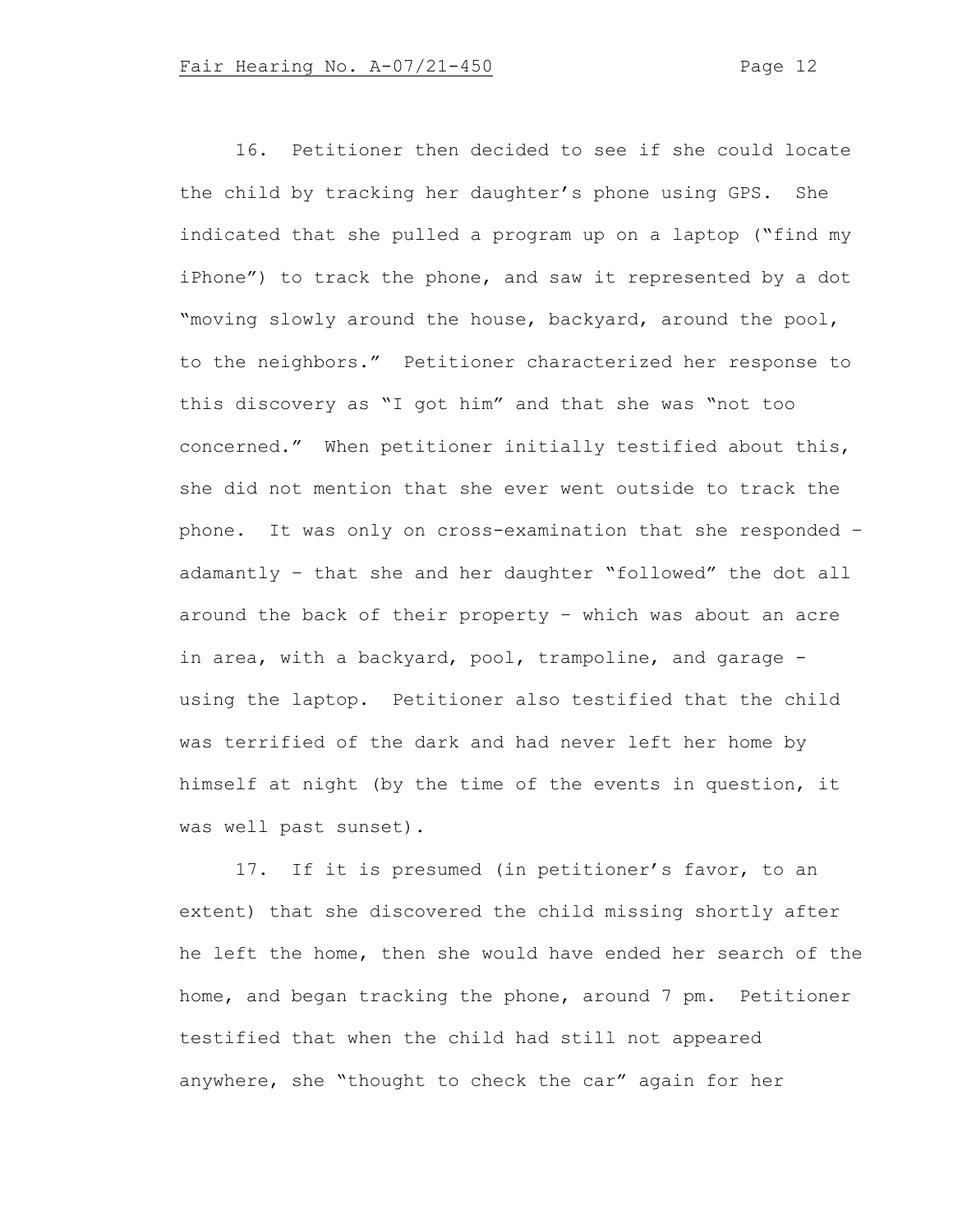16. Petitioner then decided to see if she could locate the child by tracking her daughter's phone using GPS. She indicated that she pulled a program up on a laptop ("find my iPhone") to track the phone, and saw it represented by a dot "moving slowly around the house, backyard, around the pool, to the neighbors." Petitioner characterized her response to this discovery as "I got him" and that she was "not too concerned." When petitioner initially testified about this, she did not mention that she ever went outside to track the phone. It was only on cross-examination that she responded – adamantly – that she and her daughter "followed" the dot all around the back of their property – which was about an acre in area, with a backyard, pool, trampoline, and garage - using the laptop. Petitioner also testified that the child was terrified of the dark and had never left her home by himself at night (by the time of the events in question, it was well past sunset).

17. If it is presumed (in petitioner's favor, to an extent) that she discovered the child missing shortly after he left the home, then she would have ended her search of the home, and began tracking the phone, around 7 pm. Petitioner testified that when the child had still not appeared anywhere, she "thought to check the car" again for her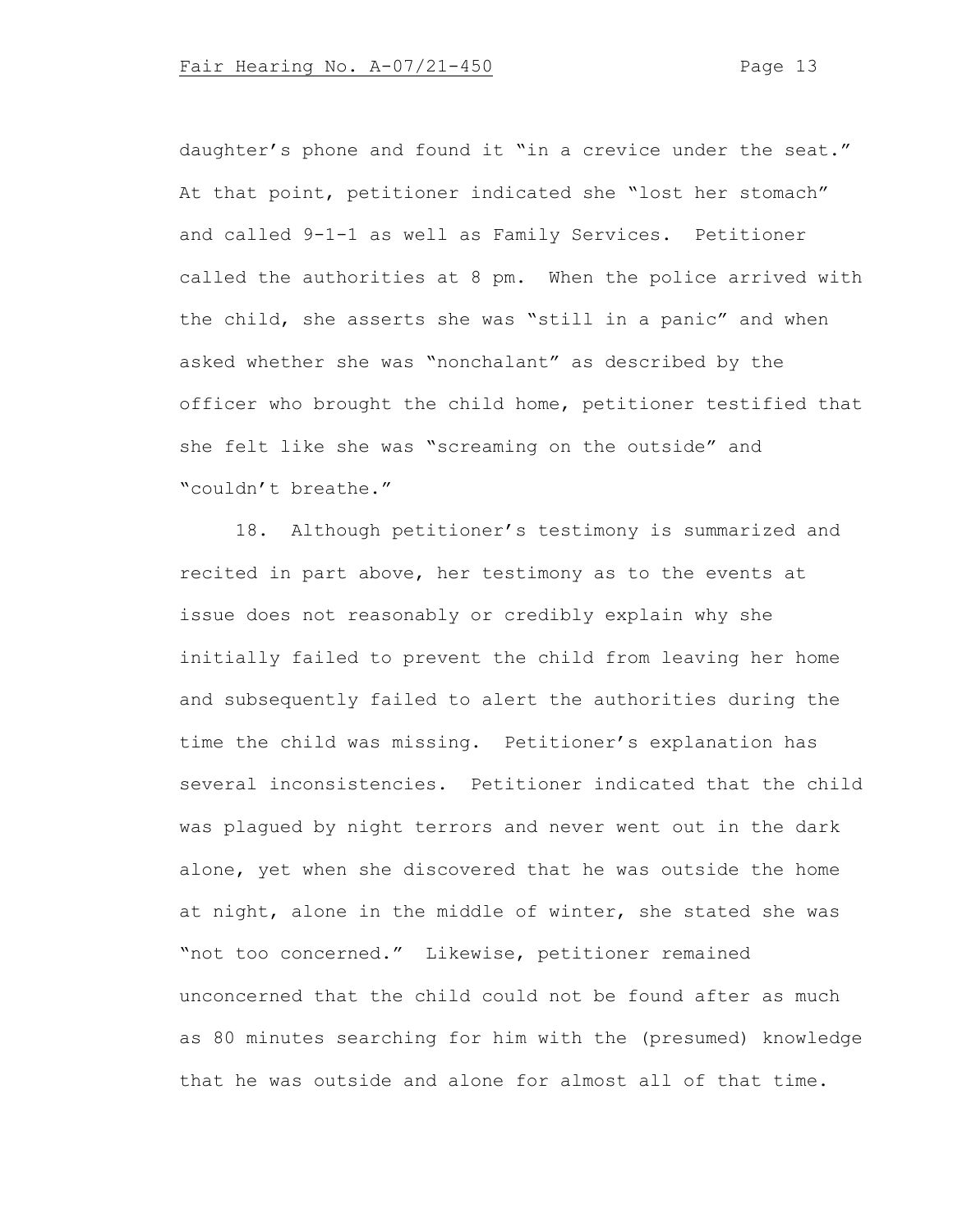daughter's phone and found it "in a crevice under the seat." At that point, petitioner indicated she "lost her stomach" and called 9-1-1 as well as Family Services. Petitioner called the authorities at 8 pm. When the police arrived with the child, she asserts she was "still in a panic" and when asked whether she was "nonchalant" as described by the officer who brought the child home, petitioner testified that she felt like she was "screaming on the outside" and "couldn't breathe."

18. Although petitioner's testimony is summarized and recited in part above, her testimony as to the events at issue does not reasonably or credibly explain why she initially failed to prevent the child from leaving her home and subsequently failed to alert the authorities during the time the child was missing. Petitioner's explanation has several inconsistencies. Petitioner indicated that the child was plagued by night terrors and never went out in the dark alone, yet when she discovered that he was outside the home at night, alone in the middle of winter, she stated she was "not too concerned." Likewise, petitioner remained unconcerned that the child could not be found after as much as 80 minutes searching for him with the (presumed) knowledge that he was outside and alone for almost all of that time.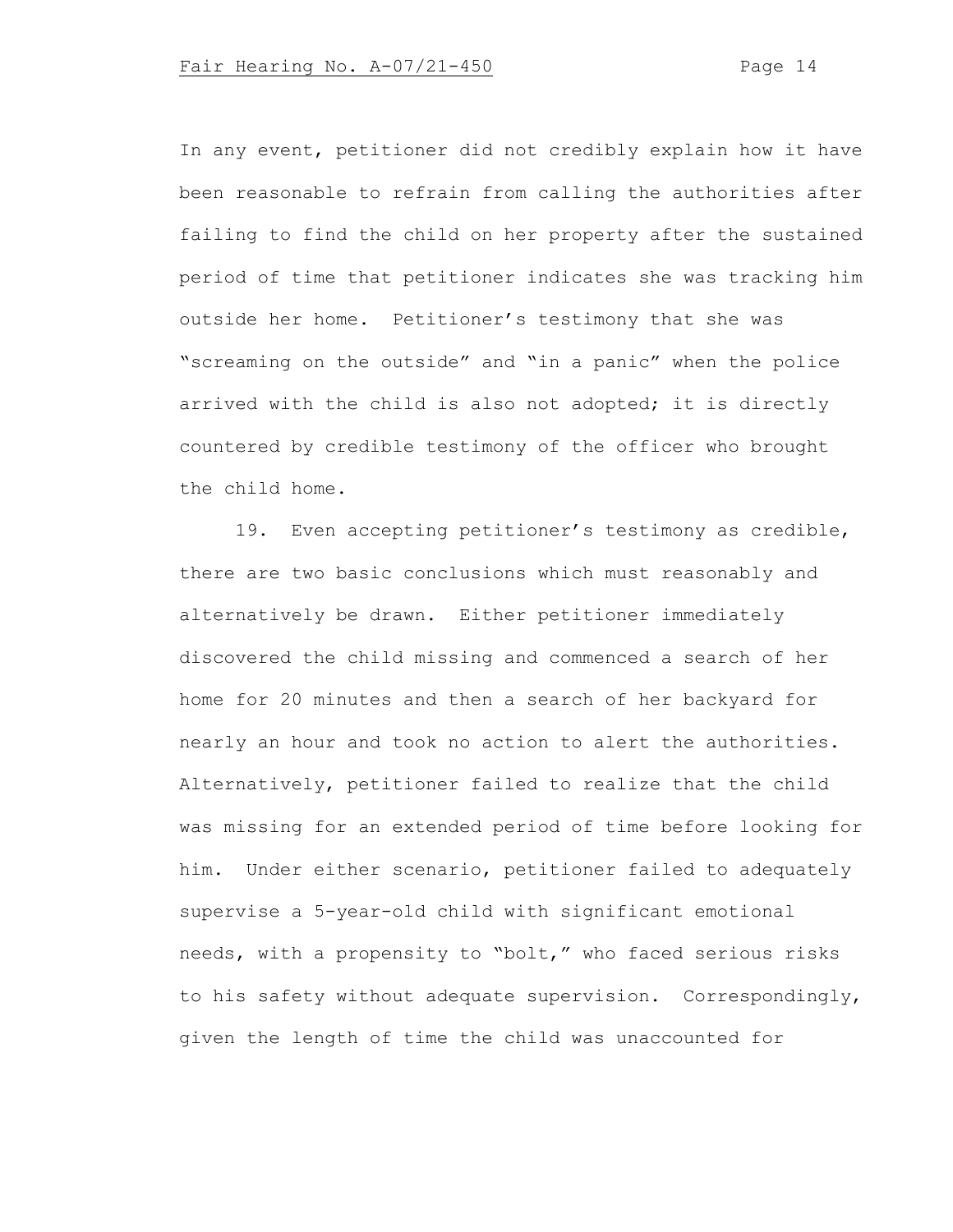In any event, petitioner did not credibly explain how it have been reasonable to refrain from calling the authorities after failing to find the child on her property after the sustained period of time that petitioner indicates she was tracking him outside her home. Petitioner's testimony that she was "screaming on the outside" and "in a panic" when the police arrived with the child is also not adopted; it is directly countered by credible testimony of the officer who brought the child home.

19. Even accepting petitioner's testimony as credible, there are two basic conclusions which must reasonably and alternatively be drawn. Either petitioner immediately discovered the child missing and commenced a search of her home for 20 minutes and then a search of her backyard for nearly an hour and took no action to alert the authorities. Alternatively, petitioner failed to realize that the child was missing for an extended period of time before looking for him. Under either scenario, petitioner failed to adequately supervise a 5-year-old child with significant emotional needs, with a propensity to "bolt," who faced serious risks to his safety without adequate supervision. Correspondingly, given the length of time the child was unaccounted for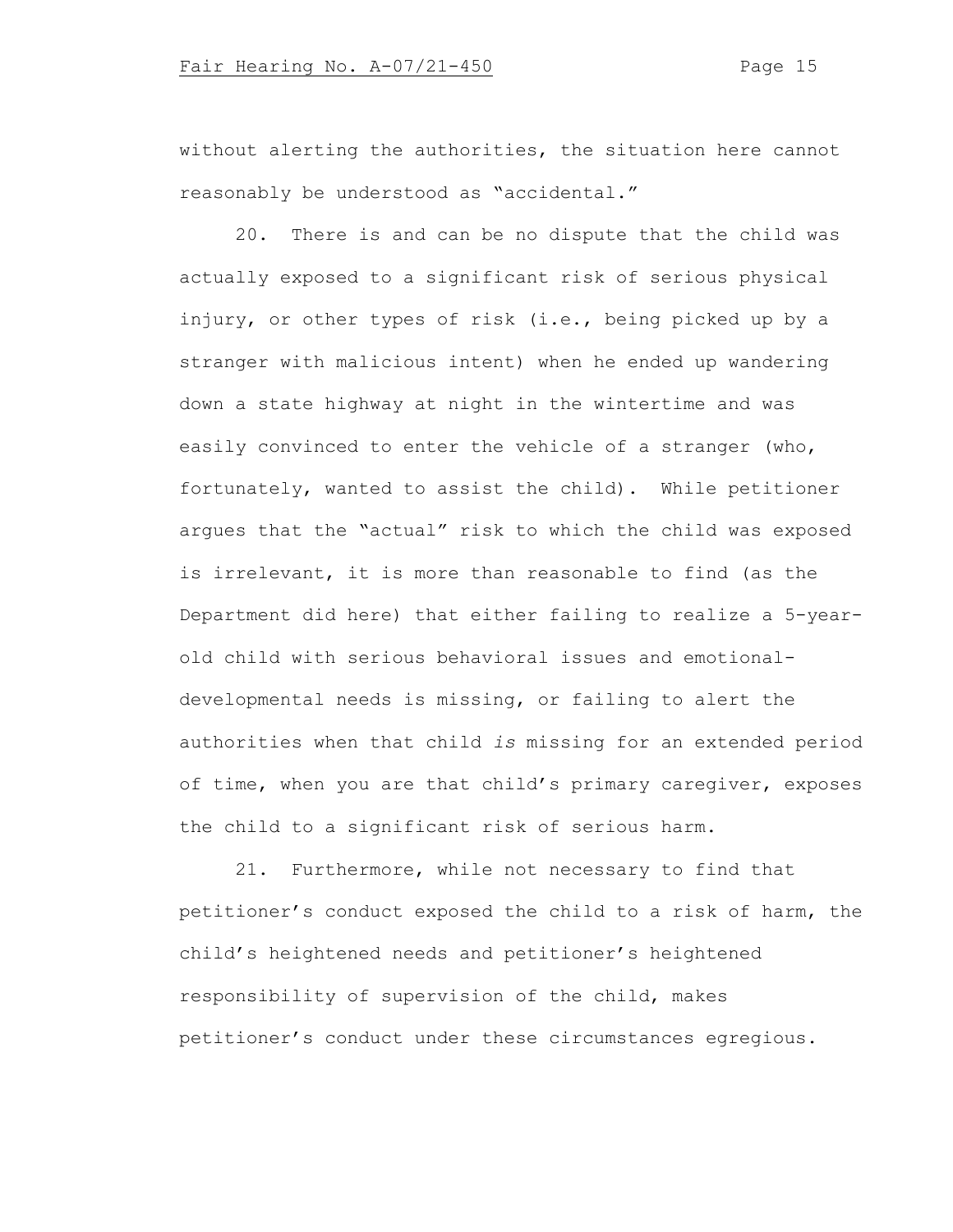without alerting the authorities, the situation here cannot reasonably be understood as "accidental."

20. There is and can be no dispute that the child was actually exposed to a significant risk of serious physical injury, or other types of risk (i.e., being picked up by a stranger with malicious intent) when he ended up wandering down a state highway at night in the wintertime and was easily convinced to enter the vehicle of a stranger (who, fortunately, wanted to assist the child). While petitioner argues that the "actual" risk to which the child was exposed is irrelevant, it is more than reasonable to find (as the Department did here) that either failing to realize a 5-year-old child with serious behavioral issues and emotional-developmental needs is missing, or failing to alert the authorities when that child *is* missing for an extended period of time, when you are that child's primary caregiver, exposes the child to a significant risk of serious harm.

21. Furthermore, while not necessary to find that petitioner's conduct exposed the child to a risk of harm, the child's heightened needs and petitioner's heightened responsibility of supervision of the child, makes petitioner's conduct under these circumstances egregious.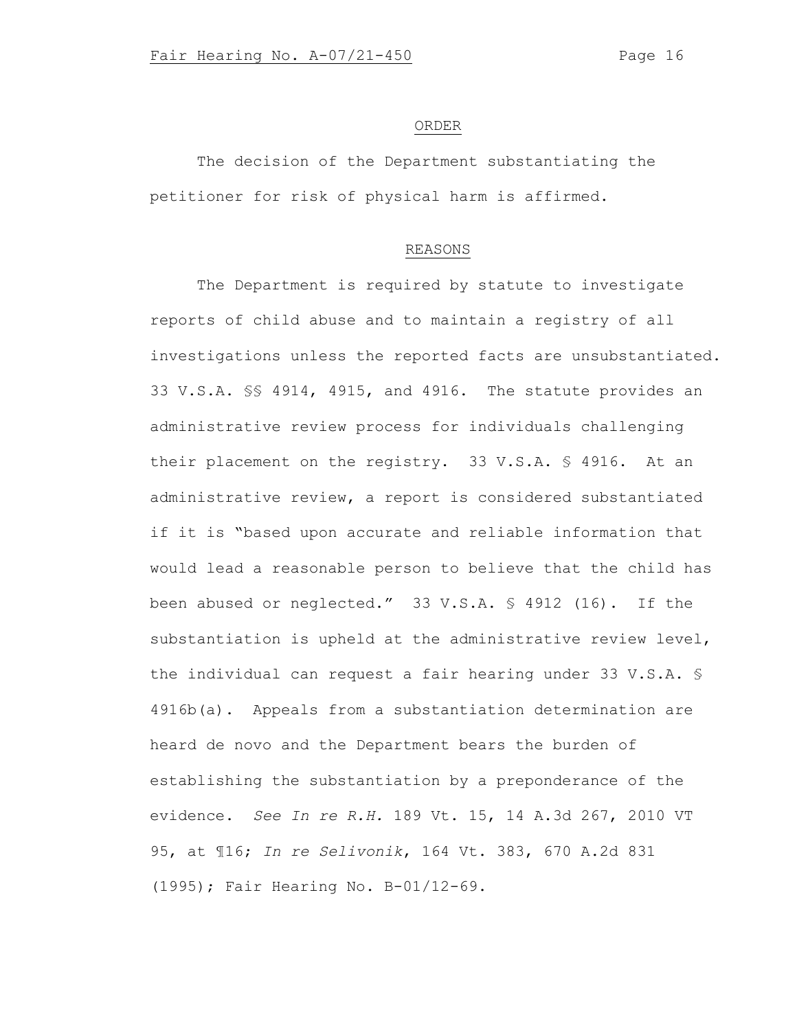## ORDER

The decision of the Department substantiating the petitioner for risk of physical harm is affirmed.

## REASONS

The Department is required by statute to investigate reports of child abuse and to maintain a registry of all investigations unless the reported facts are unsubstantiated. 33 V.S.A. §§ 4914, 4915, and 4916. The statute provides an administrative review process for individuals challenging their placement on the registry. 33 V.S.A. § 4916. At an administrative review, a report is considered substantiated if it is "based upon accurate and reliable information that would lead a reasonable person to believe that the child has been abused or neglected." 33 V.S.A. § 4912 (16). If the substantiation is upheld at the administrative review level, the individual can request a fair hearing under 33 V.S.A. § 4916b(a). Appeals from a substantiation determination are heard de novo and the Department bears the burden of establishing the substantiation by a preponderance of the evidence. *See In re R.H.* 189 Vt. 15, 14 A.3d 267, 2010 VT 95, at ¶16; *In re Selivonik*, 164 Vt. 383, 670 A.2d 831 (1995); Fair Hearing No. B-01/12-69.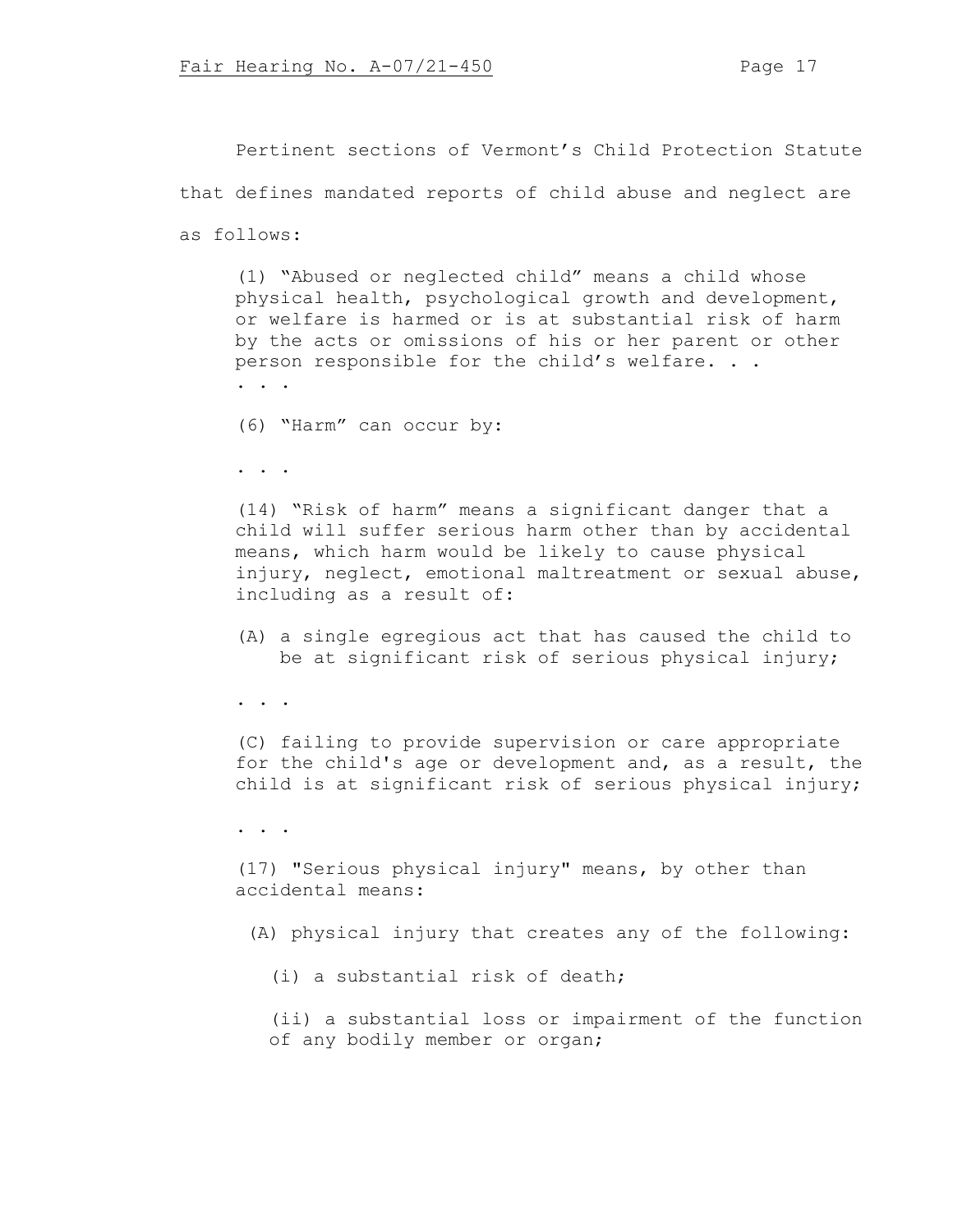Pertinent sections of Vermont's Child Protection Statute that defines mandated reports of child abuse and neglect are as follows:

> (1) "Abused or neglected child" means a child whose physical health, psychological growth and development, or welfare is harmed or is at substantial risk of harm by the acts or omissions of his or her parent or other person responsible for the child's welfare. . .
>
> . . .
>
> (6) "Harm" can occur by:
>
> . . .
>
> (14) "Risk of harm" means a significant danger that a child will suffer serious harm other than by accidental means, which harm would be likely to cause physical injury, neglect, emotional maltreatment or sexual abuse, including as a result of:
>
> (A) a single egregious act that has caused the child to be at significant risk of serious physical injury;
>
> . . .
>
> (C) failing to provide supervision or care appropriate for the child's age or development and, as a result, the child is at significant risk of serious physical injury;
>
> . . .
>
> (17) "Serious physical injury" means, by other than accidental means:
>
> (A) physical injury that creates any of the following:
>
> (i) a substantial risk of death;
>
> (ii) a substantial loss or impairment of the function of any bodily member or organ;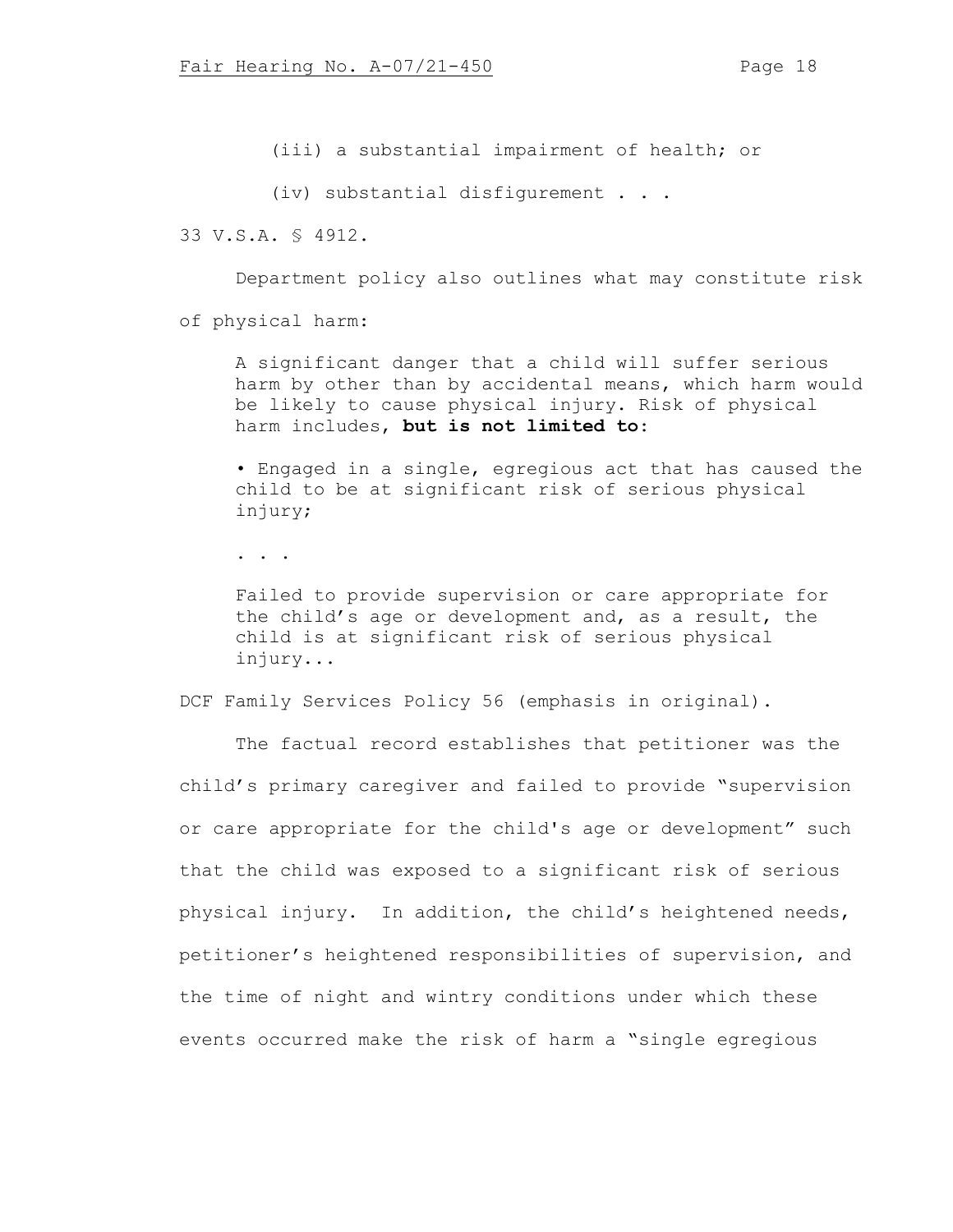(iii) a substantial impairment of health; or

(iv) substantial disfigurement . . .

33 V.S.A. § 4912.

Department policy also outlines what may constitute risk of physical harm:

> A significant danger that a child will suffer serious harm by other than by accidental means, which harm would be likely to cause physical injury. Risk of physical harm includes, **but is not limited to**:
>
> • Engaged in a single, egregious act that has caused the child to be at significant risk of serious physical injury;
>
> . . .
>
> Failed to provide supervision or care appropriate for the child's age or development and, as a result, the child is at significant risk of serious physical injury...

DCF Family Services Policy 56 (emphasis in original).

The factual record establishes that petitioner was the child's primary caregiver and failed to provide "supervision or care appropriate for the child's age or development" such that the child was exposed to a significant risk of serious physical injury. In addition, the child's heightened needs, petitioner's heightened responsibilities of supervision, and the time of night and wintry conditions under which these events occurred make the risk of harm a "single egregious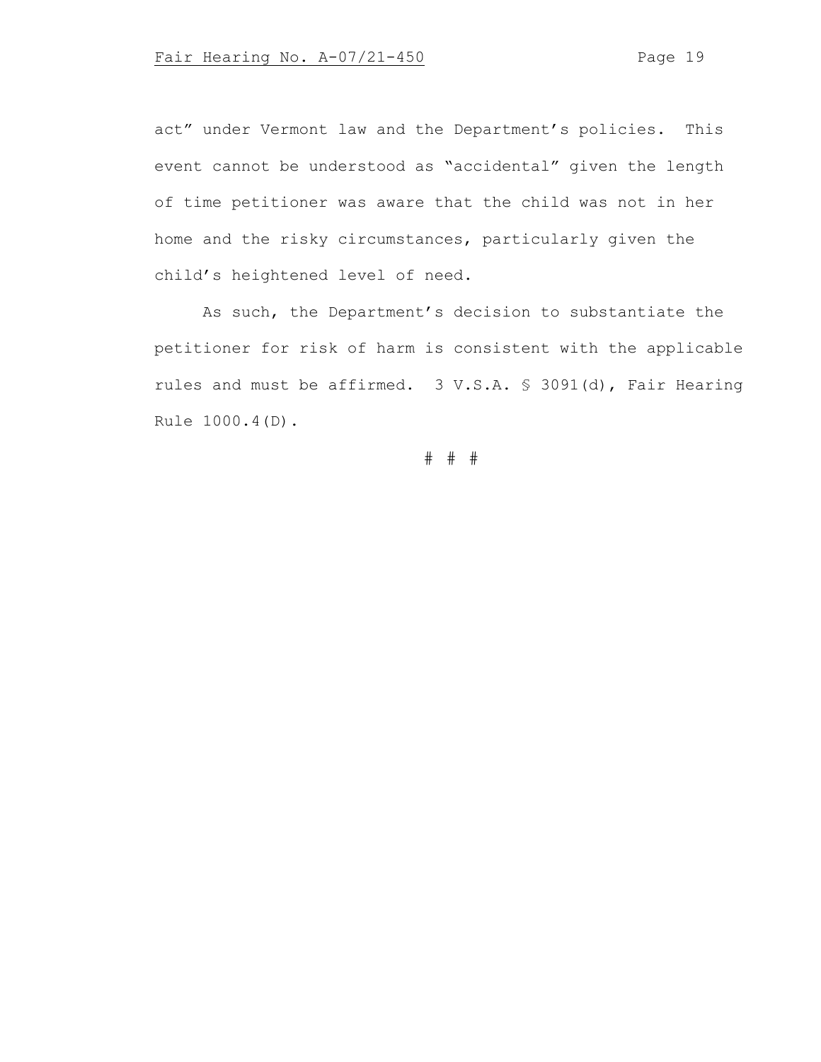act" under Vermont law and the Department's policies. This event cannot be understood as "accidental" given the length of time petitioner was aware that the child was not in her home and the risky circumstances, particularly given the child's heightened level of need.

As such, the Department's decision to substantiate the petitioner for risk of harm is consistent with the applicable rules and must be affirmed. 3 V.S.A. § 3091(d), Fair Hearing Rule 1000.4(D).

# # #